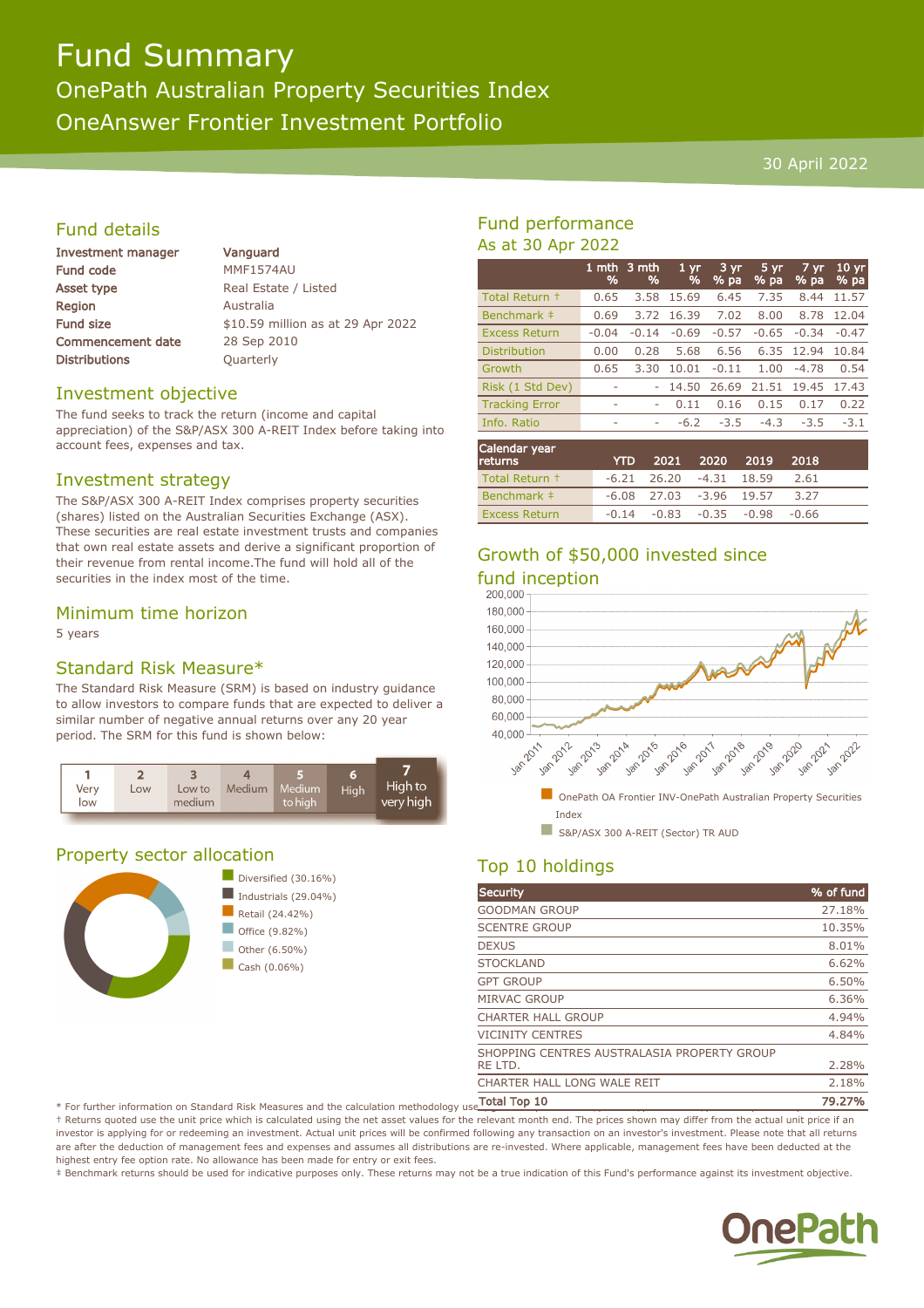# Fund Summary

## OnePath Australian Property Securities Index

## OneAnswer Frontier Investment Portfolio

30 April 2022

## Fund details

| | |
|---|---|
| Investment manager | Vanguard |
| Fund code | MMF1574AU |
| Asset type | Real Estate / Listed |
| Region | Australia |
| Fund size | $10.59 million as at 29 Apr 2022 |
| Commencement date | 28 Sep 2010 |
| Distributions | Quarterly |

## Investment objective

The fund seeks to track the return (income and capital appreciation) of the S&P/ASX 300 A-REIT Index before taking into account fees, expenses and tax.

## Investment strategy

The S&P/ASX 300 A-REIT Index comprises property securities (shares) listed on the Australian Securities Exchange (ASX). These securities are real estate investment trusts and companies that own real estate assets and derive a significant proportion of their revenue from rental income.The fund will hold all of the securities in the index most of the time.

## Minimum time horizon

5 years

## Standard Risk Measure*

The Standard Risk Measure (SRM) is based on industry guidance to allow investors to compare funds that are expected to deliver a similar number of negative annual returns over any 20 year period. The SRM for this fund is shown below:

| 1 | 2 | 3 | 4 | 5 | 6 | 7 |
|---|---|---|---|---|---|---|
| Very low | Low | Low to medium | Medium | Medium to high | High | **High to very high** |

## Property sector allocation

- Diversified (30.16%)
- Industrials (29.04%)
- Retail (24.42%)
- Office (9.82%)
- Other (6.50%)
- Cash (0.06%)

## Fund performance

As at 30 Apr 2022

| | 1 mth % | 3 mth % | 1 yr % | 3 yr % pa | 5 yr % pa | 7 yr % pa | 10 yr % pa |
|---|---|---|---|---|---|---|---|
| Total Return † | 0.65 | 3.58 | 15.69 | 6.45 | 7.35 | 8.44 | 11.57 |
| Benchmark ‡ | 0.69 | 3.72 | 16.39 | 7.02 | 8.00 | 8.78 | 12.04 |
| Excess Return | -0.04 | -0.14 | -0.69 | -0.57 | -0.65 | -0.34 | -0.47 |
| Distribution | 0.00 | 0.28 | 5.68 | 6.56 | 6.35 | 12.94 | 10.84 |
| Growth | 0.65 | 3.30 | 10.01 | -0.11 | 1.00 | -4.78 | 0.54 |
| Risk (1 Std Dev) | - | - | 14.50 | 26.69 | 21.51 | 19.45 | 17.43 |
| Tracking Error | - | - | 0.11 | 0.16 | 0.15 | 0.17 | 0.22 |
| Info. Ratio | - | - | -6.2 | -3.5 | -4.3 | -3.5 | -3.1 |

| Calendar year returns | YTD | 2021 | 2020 | 2019 | 2018 |
|---|---|---|---|---|---|
| Total Return † | -6.21 | 26.20 | -4.31 | 18.59 | 2.61 |
| Benchmark ‡ | -6.08 | 27.03 | -3.96 | 19.57 | 3.27 |
| Excess Return | -0.14 | -0.83 | -0.35 | -0.98 | -0.66 |

## Growth of $50,000 invested since fund inception

- OnePath OA Frontier INV-OnePath Australian Property Securities Index
- S&P/ASX 300 A-REIT (Sector) TR AUD

## Top 10 holdings

| Security | % of fund |
|---|---|
| GOODMAN GROUP | 27.18% |
| SCENTRE GROUP | 10.35% |
| DEXUS | 8.01% |
| STOCKLAND | 6.62% |
| GPT GROUP | 6.50% |
| MIRVAC GROUP | 6.36% |
| CHARTER HALL GROUP | 4.94% |
| VICINITY CENTRES | 4.84% |
| SHOPPING CENTRES AUSTRALASIA PROPERTY GROUP RE LTD. | 2.28% |
| CHARTER HALL LONG WALE REIT | 2.18% |
| **Total Top 10** | **79.27%** |

\* For further information on Standard Risk Measures and the calculation methodology used...

† Returns quoted use the unit price which is calculated using the net asset values for the relevant month end. The prices shown may differ from the actual unit price if an investor is applying for or redeeming an investment. Actual unit prices will be confirmed following any transaction on an investor's investment. Please note that all returns are after the deduction of management fees and expenses and assumes all distributions are re-invested. Where applicable, management fees have been deducted at the highest entry fee option rate. No allowance has been made for entry or exit fees.

‡ Benchmark returns should be used for indicative purposes only. These returns may not be a true indication of this Fund's performance against its investment objective.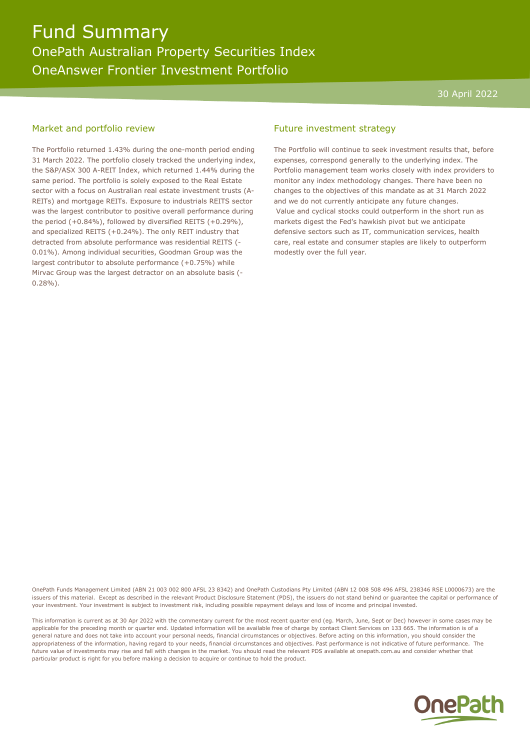# Fund Summary

## OnePath Australian Property Securities Index

## OneAnswer Frontier Investment Portfolio

30 April 2022

### Market and portfolio review

The Portfolio returned 1.43% during the one-month period ending 31 March 2022. The portfolio closely tracked the underlying index, the S&P/ASX 300 A-REIT Index, which returned 1.44% during the same period. The portfolio is solely exposed to the Real Estate sector with a focus on Australian real estate investment trusts (A-REITs) and mortgage REITs. Exposure to industrials REITS sector was the largest contributor to positive overall performance during the period (+0.84%), followed by diversified REITS (+0.29%), and specialized REITS (+0.24%). The only REIT industry that detracted from absolute performance was residential REITS (-0.01%). Among individual securities, Goodman Group was the largest contributor to absolute performance (+0.75%) while Mirvac Group was the largest detractor on an absolute basis (-0.28%).

### Future investment strategy

The Portfolio will continue to seek investment results that, before expenses, correspond generally to the underlying index. The Portfolio management team works closely with index providers to monitor any index methodology changes. There have been no changes to the objectives of this mandate as at 31 March 2022 and we do not currently anticipate any future changes.

Value and cyclical stocks could outperform in the short run as markets digest the Fed's hawkish pivot but we anticipate defensive sectors such as IT, communication services, health care, real estate and consumer staples are likely to outperform modestly over the full year.

OnePath Funds Management Limited (ABN 21 003 002 800 AFSL 23 8342) and OnePath Custodians Pty Limited (ABN 12 008 508 496 AFSL 238346 RSE L0000673) are the issuers of this material. Except as described in the relevant Product Disclosure Statement (PDS), the issuers do not stand behind or guarantee the capital or performance of your investment. Your investment is subject to investment risk, including possible repayment delays and loss of income and principal invested.

This information is current as at 30 Apr 2022 with the commentary current for the most recent quarter end (eg. March, June, Sept or Dec) however in some cases may be applicable for the preceding month or quarter end. Updated information will be available free of charge by contact Client Services on 133 665. The information is of a general nature and does not take into account your personal needs, financial circumstances or objectives. Before acting on this information, you should consider the appropriateness of the information, having regard to your needs, financial circumstances and objectives. Past performance is not indicative of future performance. The future value of investments may rise and fall with changes in the market. You should read the relevant PDS available at onepath.com.au and consider whether that particular product is right for you before making a decision to acquire or continue to hold the product.

OnePath